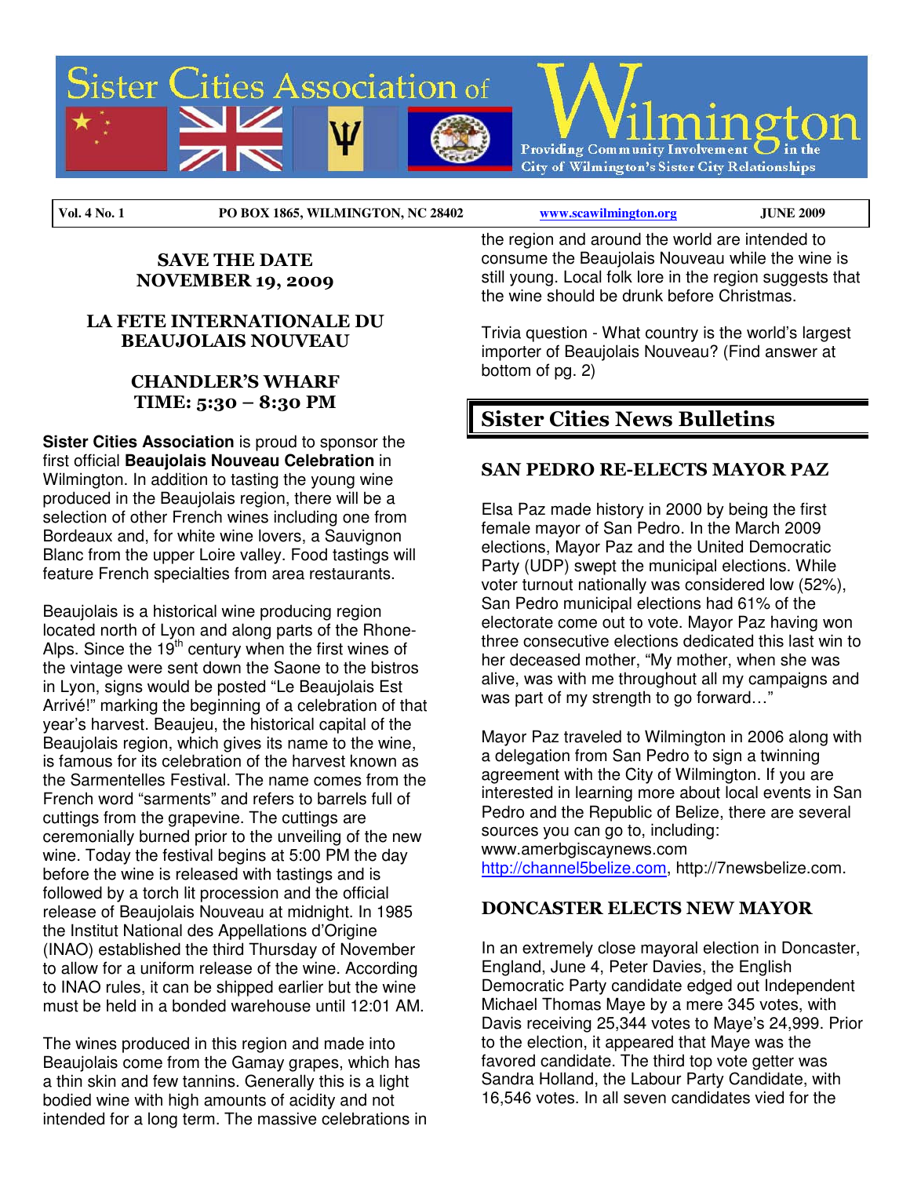# Sister Cities Association of Wilmington

Providing Community Involvement in the City of Wilmington's Sister City Relationships

| Vol. 4 No. 1 | PO BOX 1865, WILMINGTON, NC 28402 | www.scawilmington.org | JUNE 2009 |
|---|---|---|---|

**SAVE THE DATE**
**NOVEMBER 19, 2009**

**LA FETE INTERNATIONALE DU BEAUJOLAIS NOUVEAU**

**CHANDLER'S WHARF**
**TIME: 5:30 – 8:30 PM**

**Sister Cities Association** is proud to sponsor the first official **Beaujolais Nouveau Celebration** in Wilmington. In addition to tasting the young wine produced in the Beaujolais region, there will be a selection of other French wines including one from Bordeaux and, for white wine lovers, a Sauvignon Blanc from the upper Loire valley. Food tastings will feature French specialties from area restaurants.

Beaujolais is a historical wine producing region located north of Lyon and along parts of the Rhone-Alps. Since the 19th century when the first wines of the vintage were sent down the Saone to the bistros in Lyon, signs would be posted "Le Beaujolais Est Arrivé!" marking the beginning of a celebration of that year's harvest. Beaujeu, the historical capital of the Beaujolais region, which gives its name to the wine, is famous for its celebration of the harvest known as the Sarmentelles Festival. The name comes from the French word "sarments" and refers to barrels full of cuttings from the grapevine. The cuttings are ceremonially burned prior to the unveiling of the new wine. Today the festival begins at 5:00 PM the day before the wine is released with tastings and is followed by a torch lit procession and the official release of Beaujolais Nouveau at midnight. In 1985 the Institut National des Appellations d'Origine (INAO) established the third Thursday of November to allow for a uniform release of the wine. According to INAO rules, it can be shipped earlier but the wine must be held in a bonded warehouse until 12:01 AM.

The wines produced in this region and made into Beaujolais come from the Gamay grapes, which has a thin skin and few tannins. Generally this is a light bodied wine with high amounts of acidity and not intended for a long term. The massive celebrations in the region and around the world are intended to consume the Beaujolais Nouveau while the wine is still young. Local folk lore in the region suggests that the wine should be drunk before Christmas.

Trivia question - What country is the world's largest importer of Beaujolais Nouveau? (Find answer at bottom of pg. 2)

## Sister Cities News Bulletins

### SAN PEDRO RE-ELECTS MAYOR PAZ

Elsa Paz made history in 2000 by being the first female mayor of San Pedro. In the March 2009 elections, Mayor Paz and the United Democratic Party (UDP) swept the municipal elections. While voter turnout nationally was considered low (52%), San Pedro municipal elections had 61% of the electorate come out to vote. Mayor Paz having won three consecutive elections dedicated this last win to her deceased mother, "My mother, when she was alive, was with me throughout all my campaigns and was part of my strength to go forward…"

Mayor Paz traveled to Wilmington in 2006 along with a delegation from San Pedro to sign a twinning agreement with the City of Wilmington. If you are interested in learning more about local events in San Pedro and the Republic of Belize, there are several sources you can go to, including: www.amerbgiscaynews.com http://channel5belize.com, http://7newsbelize.com.

### DONCASTER ELECTS NEW MAYOR

In an extremely close mayoral election in Doncaster, England, June 4, Peter Davies, the English Democratic Party candidate edged out Independent Michael Thomas Maye by a mere 345 votes, with Davis receiving 25,344 votes to Maye's 24,999. Prior to the election, it appeared that Maye was the favored candidate. The third top vote getter was Sandra Holland, the Labour Party Candidate, with 16,546 votes. In all seven candidates vied for the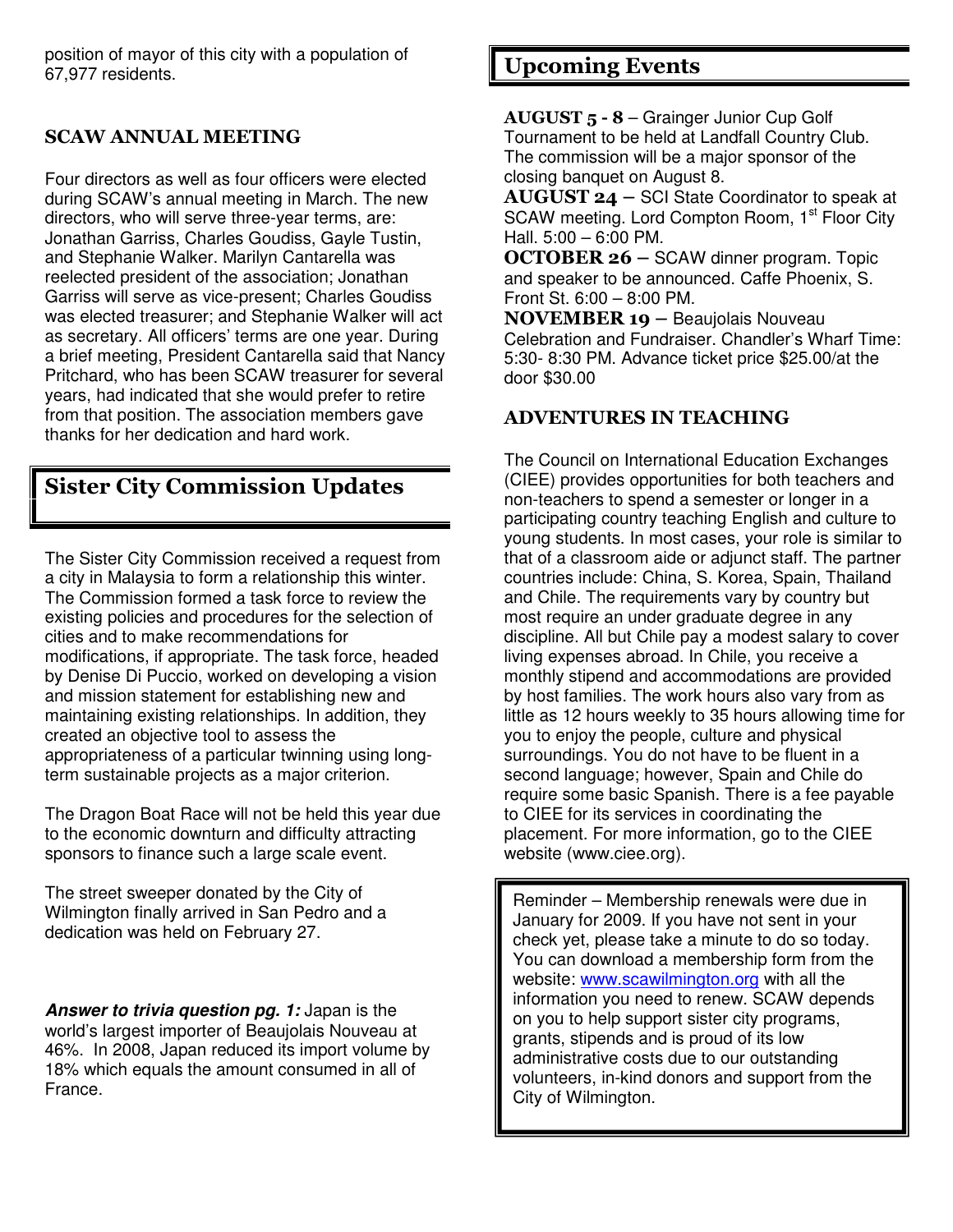position of mayor of this city with a population of 67,977 residents.

### SCAW ANNUAL MEETING

Four directors as well as four officers were elected during SCAW's annual meeting in March. The new directors, who will serve three-year terms, are: Jonathan Garriss, Charles Goudiss, Gayle Tustin, and Stephanie Walker. Marilyn Cantarella was reelected president of the association; Jonathan Garriss will serve as vice-present; Charles Goudiss was elected treasurer; and Stephanie Walker will act as secretary. All officers' terms are one year. During a brief meeting, President Cantarella said that Nancy Pritchard, who has been SCAW treasurer for several years, had indicated that she would prefer to retire from that position. The association members gave thanks for her dedication and hard work.

## Sister City Commission Updates

The Sister City Commission received a request from a city in Malaysia to form a relationship this winter. The Commission formed a task force to review the existing policies and procedures for the selection of cities and to make recommendations for modifications, if appropriate. The task force, headed by Denise Di Puccio, worked on developing a vision and mission statement for establishing new and maintaining existing relationships. In addition, they created an objective tool to assess the appropriateness of a particular twinning using long-term sustainable projects as a major criterion.

The Dragon Boat Race will not be held this year due to the economic downturn and difficulty attracting sponsors to finance such a large scale event.

The street sweeper donated by the City of Wilmington finally arrived in San Pedro and a dedication was held on February 27.

***Answer to trivia question pg. 1:*** Japan is the world's largest importer of Beaujolais Nouveau at 46%. In 2008, Japan reduced its import volume by 18% which equals the amount consumed in all of France.

## Upcoming Events

**AUGUST 5 - 8** – Grainger Junior Cup Golf Tournament to be held at Landfall Country Club. The commission will be a major sponsor of the closing banquet on August 8.

**AUGUST 24** – SCI State Coordinator to speak at SCAW meeting. Lord Compton Room, 1st Floor City Hall. 5:00 – 6:00 PM.

**OCTOBER 26** – SCAW dinner program. Topic and speaker to be announced. Caffe Phoenix, S. Front St. 6:00 – 8:00 PM.

**NOVEMBER 19** – Beaujolais Nouveau Celebration and Fundraiser. Chandler's Wharf Time: 5:30- 8:30 PM. Advance ticket price $25.00/at the door $30.00

### ADVENTURES IN TEACHING

The Council on International Education Exchanges (CIEE) provides opportunities for both teachers and non-teachers to spend a semester or longer in a participating country teaching English and culture to young students. In most cases, your role is similar to that of a classroom aide or adjunct staff. The partner countries include: China, S. Korea, Spain, Thailand and Chile. The requirements vary by country but most require an under graduate degree in any discipline. All but Chile pay a modest salary to cover living expenses abroad. In Chile, you receive a monthly stipend and accommodations are provided by host families. The work hours also vary from as little as 12 hours weekly to 35 hours allowing time for you to enjoy the people, culture and physical surroundings. You do not have to be fluent in a second language; however, Spain and Chile do require some basic Spanish. There is a fee payable to CIEE for its services in coordinating the placement. For more information, go to the CIEE website (www.ciee.org).

Reminder – Membership renewals were due in January for 2009. If you have not sent in your check yet, please take a minute to do so today. You can download a membership form from the website: www.scawilmington.org with all the information you need to renew. SCAW depends on you to help support sister city programs, grants, stipends and is proud of its low administrative costs due to our outstanding volunteers, in-kind donors and support from the City of Wilmington.